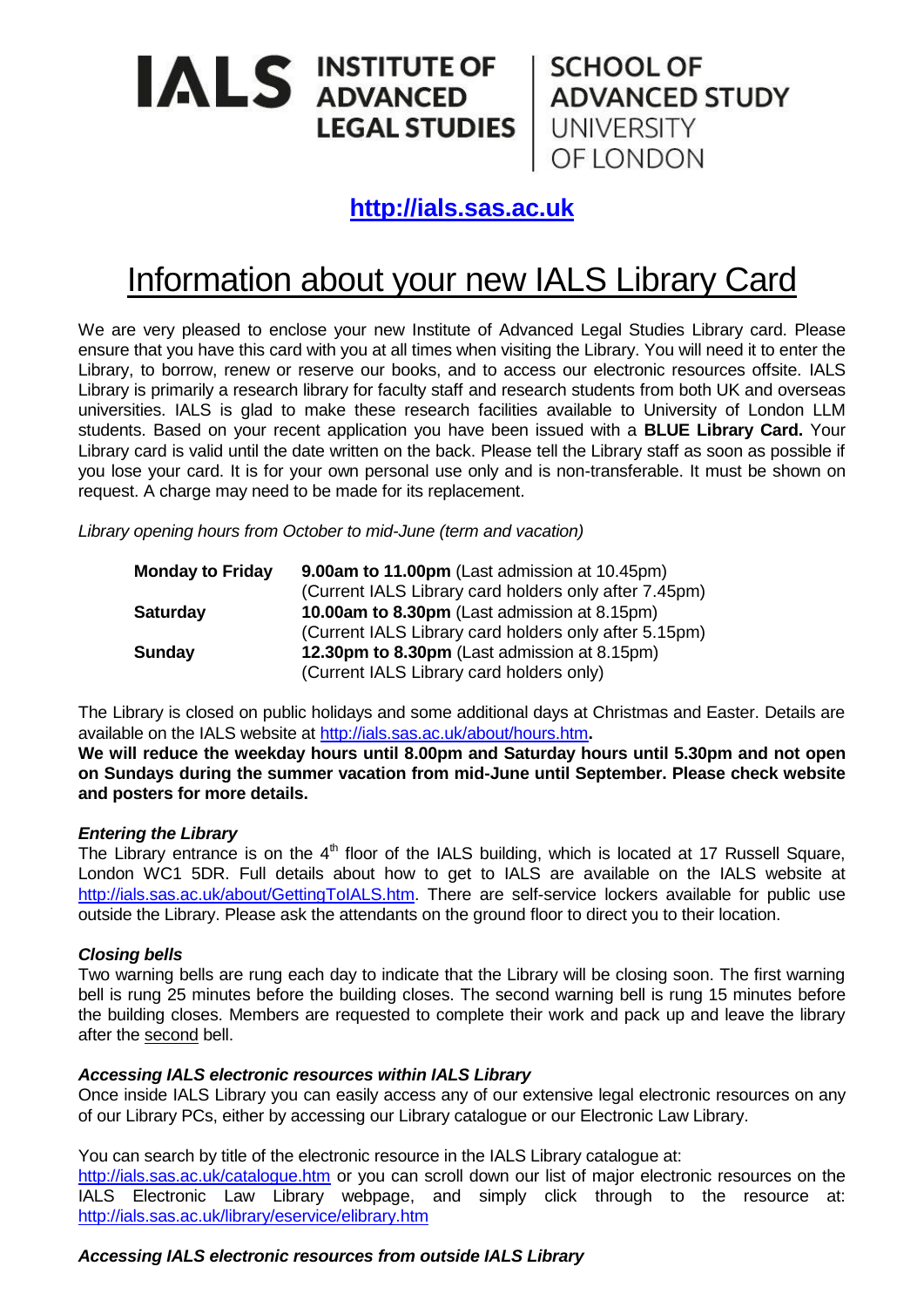**IALS INSTITUTE OF ADVANCED LEGAL STUDIES** | **SCHOOL OF ADVANCED STUDY** UNIVERSITY OF LONDON

**http://ials.sas.ac.uk**

# Information about your new IALS Library Card

We are very pleased to enclose your new Institute of Advanced Legal Studies Library card. Please ensure that you have this card with you at all times when visiting the Library. You will need it to enter the Library, to borrow, renew or reserve our books, and to access our electronic resources offsite. IALS Library is primarily a research library for faculty staff and research students from both UK and overseas universities. IALS is glad to make these research facilities available to University of London LLM students. Based on your recent application you have been issued with a **BLUE Library Card.** Your Library card is valid until the date written on the back. Please tell the Library staff as soon as possible if you lose your card. It is for your own personal use only and is non-transferable. It must be shown on request. A charge may need to be made for its replacement.

*Library opening hours from October to mid-June (term and vacation)*

| | |
|---|---|
| **Monday to Friday** | **9.00am to 11.00pm** (Last admission at 10.45pm) (Current IALS Library card holders only after 7.45pm) |
| **Saturday** | **10.00am to 8.30pm** (Last admission at 8.15pm) (Current IALS Library card holders only after 5.15pm) |
| **Sunday** | **12.30pm to 8.30pm** (Last admission at 8.15pm) (Current IALS Library card holders only) |

The Library is closed on public holidays and some additional days at Christmas and Easter. Details are available on the IALS website at http://ials.sas.ac.uk/about/hours.htm.

**We will reduce the weekday hours until 8.00pm and Saturday hours until 5.30pm and not open on Sundays during the summer vacation from mid-June until September. Please check website and posters for more details.**

### *Entering the Library*

The Library entrance is on the 4th floor of the IALS building, which is located at 17 Russell Square, London WC1 5DR. Full details about how to get to IALS are available on the IALS website at http://ials.sas.ac.uk/about/GettingToIALS.htm. There are self-service lockers available for public use outside the Library. Please ask the attendants on the ground floor to direct you to their location.

### *Closing bells*

Two warning bells are rung each day to indicate that the Library will be closing soon. The first warning bell is rung 25 minutes before the building closes. The second warning bell is rung 15 minutes before the building closes. Members are requested to complete their work and pack up and leave the library after the second bell.

### *Accessing IALS electronic resources within IALS Library*

Once inside IALS Library you can easily access any of our extensive legal electronic resources on any of our Library PCs, either by accessing our Library catalogue or our Electronic Law Library.

You can search by title of the electronic resource in the IALS Library catalogue at: http://ials.sas.ac.uk/catalogue.htm or you can scroll down our list of major electronic resources on the IALS Electronic Law Library webpage, and simply click through to the resource at: http://ials.sas.ac.uk/library/eservice/elibrary.htm

### *Accessing IALS electronic resources from outside IALS Library*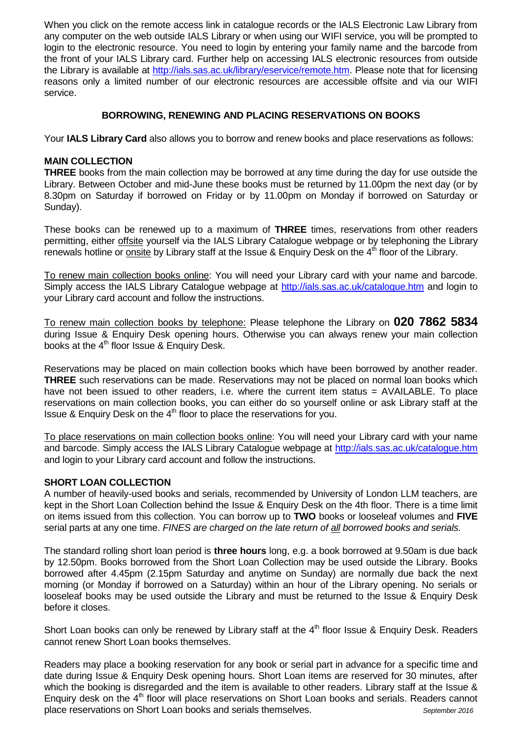When you click on the remote access link in catalogue records or the IALS Electronic Law Library from any computer on the web outside IALS Library or when using our WIFI service, you will be prompted to login to the electronic resource. You need to login by entering your family name and the barcode from the front of your IALS Library card. Further help on accessing IALS electronic resources from outside the Library is available at http://ials.sas.ac.uk/library/eservice/remote.htm. Please note that for licensing reasons only a limited number of our electronic resources are accessible offsite and via our WIFI service.

## BORROWING, RENEWING AND PLACING RESERVATIONS ON BOOKS

Your **IALS Library Card** also allows you to borrow and renew books and place reservations as follows:

### MAIN COLLECTION

**THREE** books from the main collection may be borrowed at any time during the day for use outside the Library. Between October and mid-June these books must be returned by 11.00pm the next day (or by 8.30pm on Saturday if borrowed on Friday or by 11.00pm on Monday if borrowed on Saturday or Sunday).

These books can be renewed up to a maximum of **THREE** times, reservations from other readers permitting, either offsite yourself via the IALS Library Catalogue webpage or by telephoning the Library renewals hotline or onsite by Library staff at the Issue & Enquiry Desk on the 4th floor of the Library.

To renew main collection books online: You will need your Library card with your name and barcode. Simply access the IALS Library Catalogue webpage at http://ials.sas.ac.uk/catalogue.htm and login to your Library card account and follow the instructions.

To renew main collection books by telephone: Please telephone the Library on **020 7862 5834** during Issue & Enquiry Desk opening hours. Otherwise you can always renew your main collection books at the 4th floor Issue & Enquiry Desk.

Reservations may be placed on main collection books which have been borrowed by another reader. **THREE** such reservations can be made. Reservations may not be placed on normal loan books which have not been issued to other readers, i.e. where the current item status = AVAILABLE. To place reservations on main collection books, you can either do so yourself online or ask Library staff at the Issue & Enquiry Desk on the 4th floor to place the reservations for you.

To place reservations on main collection books online: You will need your Library card with your name and barcode. Simply access the IALS Library Catalogue webpage at http://ials.sas.ac.uk/catalogue.htm and login to your Library card account and follow the instructions.

### SHORT LOAN COLLECTION

A number of heavily-used books and serials, recommended by University of London LLM teachers, are kept in the Short Loan Collection behind the Issue & Enquiry Desk on the 4th floor. There is a time limit on items issued from this collection. You can borrow up to **TWO** books or looseleaf volumes and **FIVE** serial parts at any one time. *FINES are charged on the late return of all borrowed books and serials.*

The standard rolling short loan period is **three hours** long, e.g. a book borrowed at 9.50am is due back by 12.50pm. Books borrowed from the Short Loan Collection may be used outside the Library. Books borrowed after 4.45pm (2.15pm Saturday and anytime on Sunday) are normally due back the next morning (or Monday if borrowed on a Saturday) within an hour of the Library opening. No serials or looseleaf books may be used outside the Library and must be returned to the Issue & Enquiry Desk before it closes.

Short Loan books can only be renewed by Library staff at the 4th floor Issue & Enquiry Desk. Readers cannot renew Short Loan books themselves.

Readers may place a booking reservation for any book or serial part in advance for a specific time and date during Issue & Enquiry Desk opening hours. Short Loan items are reserved for 30 minutes, after which the booking is disregarded and the item is available to other readers. Library staff at the Issue & Enquiry desk on the 4th floor will place reservations on Short Loan books and serials. Readers cannot place reservations on Short Loan books and serials themselves.

*September 2016*